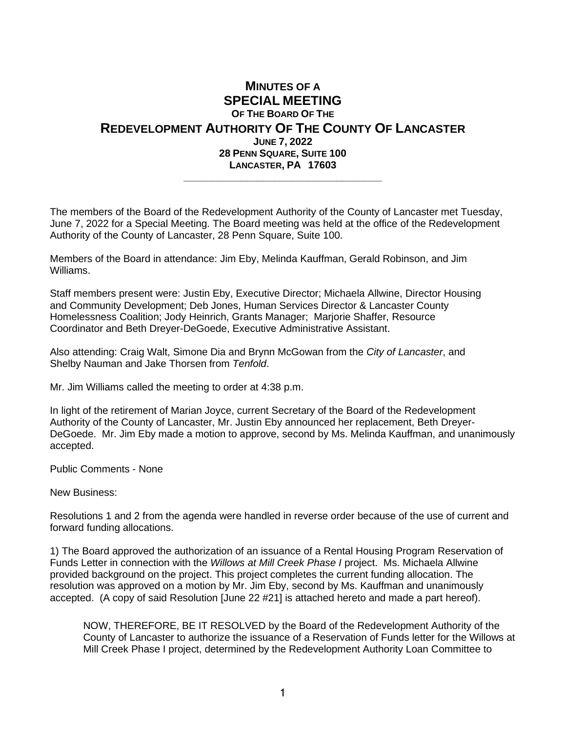# Minutes of a Special Meeting of the Board of the Redevelopment Authority of the County of Lancaster

**June 7, 2022**
**28 Penn Square, Suite 100**
**Lancaster, PA 17603**

---

The members of the Board of the Redevelopment Authority of the County of Lancaster met Tuesday, June 7, 2022 for a Special Meeting. The Board meeting was held at the office of the Redevelopment Authority of the County of Lancaster, 28 Penn Square, Suite 100.

Members of the Board in attendance: Jim Eby, Melinda Kauffman, Gerald Robinson, and Jim Williams.

Staff members present were: Justin Eby, Executive Director; Michaela Allwine, Director Housing and Community Development; Deb Jones, Human Services Director & Lancaster County Homelessness Coalition; Jody Heinrich, Grants Manager; Marjorie Shaffer, Resource Coordinator and Beth Dreyer-DeGoede, Executive Administrative Assistant.

Also attending: Craig Walt, Simone Dia and Brynn McGowan from the *City of Lancaster*, and Shelby Nauman and Jake Thorsen from *Tenfold*.

Mr. Jim Williams called the meeting to order at 4:38 p.m.

In light of the retirement of Marian Joyce, current Secretary of the Board of the Redevelopment Authority of the County of Lancaster, Mr. Justin Eby announced her replacement, Beth Dreyer-DeGoede. Mr. Jim Eby made a motion to approve, second by Ms. Melinda Kauffman, and unanimously accepted.

Public Comments - None

New Business:

Resolutions 1 and 2 from the agenda were handled in reverse order because of the use of current and forward funding allocations.

1) The Board approved the authorization of an issuance of a Rental Housing Program Reservation of Funds Letter in connection with the *Willows at Mill Creek Phase I* project. Ms. Michaela Allwine provided background on the project. This project completes the current funding allocation. The resolution was approved on a motion by Mr. Jim Eby, second by Ms. Kauffman and unanimously accepted. (A copy of said Resolution [June 22 #21] is attached hereto and made a part hereof).

> NOW, THEREFORE, BE IT RESOLVED by the Board of the Redevelopment Authority of the County of Lancaster to authorize the issuance of a Reservation of Funds letter for the Willows at Mill Creek Phase I project, determined by the Redevelopment Authority Loan Committee to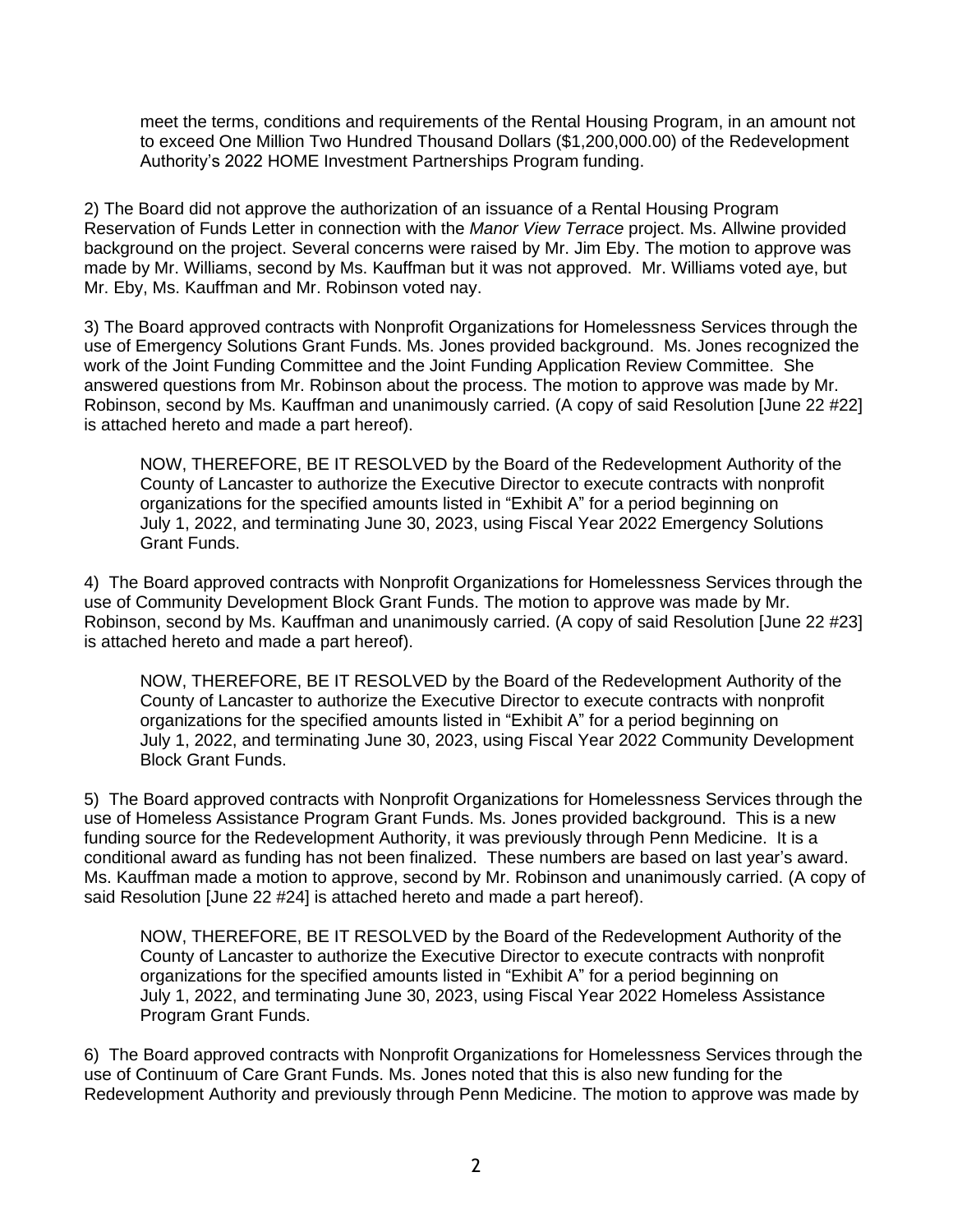meet the terms, conditions and requirements of the Rental Housing Program, in an amount not to exceed One Million Two Hundred Thousand Dollars ($1,200,000.00) of the Redevelopment Authority's 2022 HOME Investment Partnerships Program funding.

2) The Board did not approve the authorization of an issuance of a Rental Housing Program Reservation of Funds Letter in connection with the *Manor View Terrace* project. Ms. Allwine provided background on the project. Several concerns were raised by Mr. Jim Eby. The motion to approve was made by Mr. Williams, second by Ms. Kauffman but it was not approved. Mr. Williams voted aye, but Mr. Eby, Ms. Kauffman and Mr. Robinson voted nay.

3) The Board approved contracts with Nonprofit Organizations for Homelessness Services through the use of Emergency Solutions Grant Funds. Ms. Jones provided background. Ms. Jones recognized the work of the Joint Funding Committee and the Joint Funding Application Review Committee. She answered questions from Mr. Robinson about the process. The motion to approve was made by Mr. Robinson, second by Ms. Kauffman and unanimously carried. (A copy of said Resolution [June 22 #22] is attached hereto and made a part hereof).

> NOW, THEREFORE, BE IT RESOLVED by the Board of the Redevelopment Authority of the County of Lancaster to authorize the Executive Director to execute contracts with nonprofit organizations for the specified amounts listed in "Exhibit A" for a period beginning on July 1, 2022, and terminating June 30, 2023, using Fiscal Year 2022 Emergency Solutions Grant Funds.

4) The Board approved contracts with Nonprofit Organizations for Homelessness Services through the use of Community Development Block Grant Funds. The motion to approve was made by Mr. Robinson, second by Ms. Kauffman and unanimously carried. (A copy of said Resolution [June 22 #23] is attached hereto and made a part hereof).

> NOW, THEREFORE, BE IT RESOLVED by the Board of the Redevelopment Authority of the County of Lancaster to authorize the Executive Director to execute contracts with nonprofit organizations for the specified amounts listed in "Exhibit A" for a period beginning on July 1, 2022, and terminating June 30, 2023, using Fiscal Year 2022 Community Development Block Grant Funds.

5) The Board approved contracts with Nonprofit Organizations for Homelessness Services through the use of Homeless Assistance Program Grant Funds. Ms. Jones provided background. This is a new funding source for the Redevelopment Authority, it was previously through Penn Medicine. It is a conditional award as funding has not been finalized. These numbers are based on last year's award. Ms. Kauffman made a motion to approve, second by Mr. Robinson and unanimously carried. (A copy of said Resolution [June 22 #24] is attached hereto and made a part hereof).

> NOW, THEREFORE, BE IT RESOLVED by the Board of the Redevelopment Authority of the County of Lancaster to authorize the Executive Director to execute contracts with nonprofit organizations for the specified amounts listed in "Exhibit A" for a period beginning on July 1, 2022, and terminating June 30, 2023, using Fiscal Year 2022 Homeless Assistance Program Grant Funds.

6) The Board approved contracts with Nonprofit Organizations for Homelessness Services through the use of Continuum of Care Grant Funds. Ms. Jones noted that this is also new funding for the Redevelopment Authority and previously through Penn Medicine. The motion to approve was made by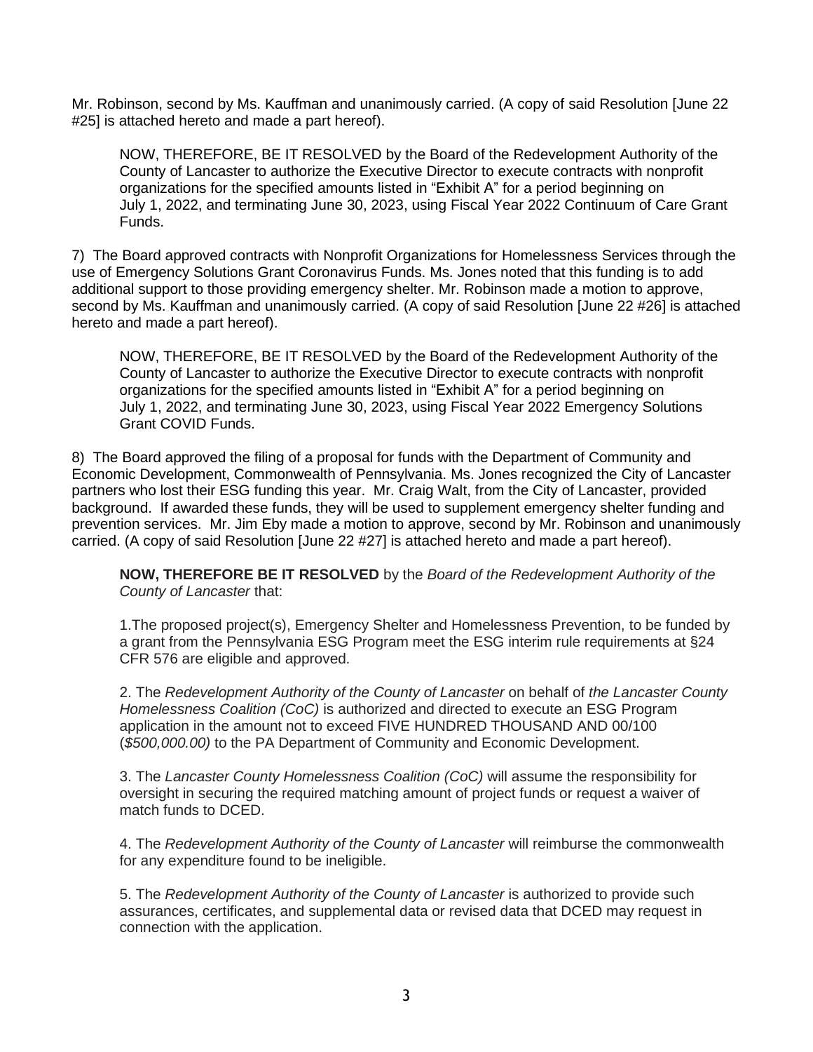Mr. Robinson, second by Ms. Kauffman and unanimously carried. (A copy of said Resolution [June 22 #25] is attached hereto and made a part hereof).

> NOW, THEREFORE, BE IT RESOLVED by the Board of the Redevelopment Authority of the County of Lancaster to authorize the Executive Director to execute contracts with nonprofit organizations for the specified amounts listed in "Exhibit A" for a period beginning on July 1, 2022, and terminating June 30, 2023, using Fiscal Year 2022 Continuum of Care Grant Funds.

7) The Board approved contracts with Nonprofit Organizations for Homelessness Services through the use of Emergency Solutions Grant Coronavirus Funds. Ms. Jones noted that this funding is to add additional support to those providing emergency shelter. Mr. Robinson made a motion to approve, second by Ms. Kauffman and unanimously carried. (A copy of said Resolution [June 22 #26] is attached hereto and made a part hereof).

> NOW, THEREFORE, BE IT RESOLVED by the Board of the Redevelopment Authority of the County of Lancaster to authorize the Executive Director to execute contracts with nonprofit organizations for the specified amounts listed in "Exhibit A" for a period beginning on July 1, 2022, and terminating June 30, 2023, using Fiscal Year 2022 Emergency Solutions Grant COVID Funds.

8) The Board approved the filing of a proposal for funds with the Department of Community and Economic Development, Commonwealth of Pennsylvania. Ms. Jones recognized the City of Lancaster partners who lost their ESG funding this year. Mr. Craig Walt, from the City of Lancaster, provided background. If awarded these funds, they will be used to supplement emergency shelter funding and prevention services. Mr. Jim Eby made a motion to approve, second by Mr. Robinson and unanimously carried. (A copy of said Resolution [June 22 #27] is attached hereto and made a part hereof).

> **NOW, THEREFORE BE IT RESOLVED** by the *Board of the Redevelopment Authority of the County of Lancaster* that:
>
> 1.The proposed project(s), Emergency Shelter and Homelessness Prevention, to be funded by a grant from the Pennsylvania ESG Program meet the ESG interim rule requirements at §24 CFR 576 are eligible and approved.
>
> 2. The *Redevelopment Authority of the County of Lancaster* on behalf of *the Lancaster County Homelessness Coalition (CoC)* is authorized and directed to execute an ESG Program application in the amount not to exceed FIVE HUNDRED THOUSAND AND 00/100 (*$500,000.00)* to the PA Department of Community and Economic Development.
>
> 3. The *Lancaster County Homelessness Coalition (CoC)* will assume the responsibility for oversight in securing the required matching amount of project funds or request a waiver of match funds to DCED.
>
> 4. The *Redevelopment Authority of the County of Lancaster* will reimburse the commonwealth for any expenditure found to be ineligible.
>
> 5. The *Redevelopment Authority of the County of Lancaster* is authorized to provide such assurances, certificates, and supplemental data or revised data that DCED may request in connection with the application.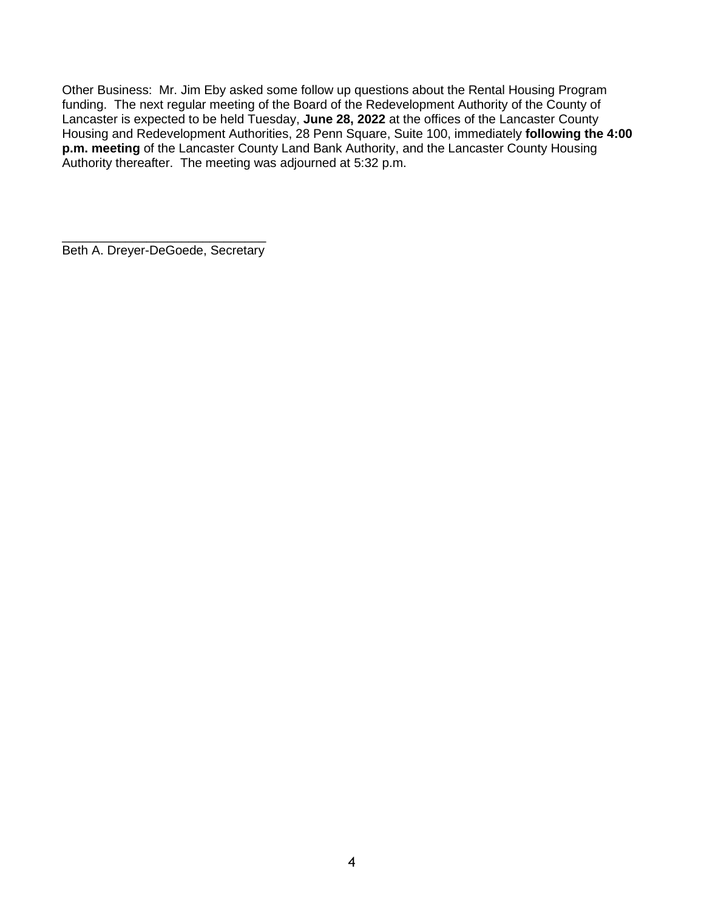Other Business: Mr. Jim Eby asked some follow up questions about the Rental Housing Program funding. The next regular meeting of the Board of the Redevelopment Authority of the County of Lancaster is expected to be held Tuesday, **June 28, 2022** at the offices of the Lancaster County Housing and Redevelopment Authorities, 28 Penn Square, Suite 100, immediately **following the 4:00 p.m. meeting** of the Lancaster County Land Bank Authority, and the Lancaster County Housing Authority thereafter. The meeting was adjourned at 5:32 p.m.

_____________________________
Beth A. Dreyer-DeGoede, Secretary